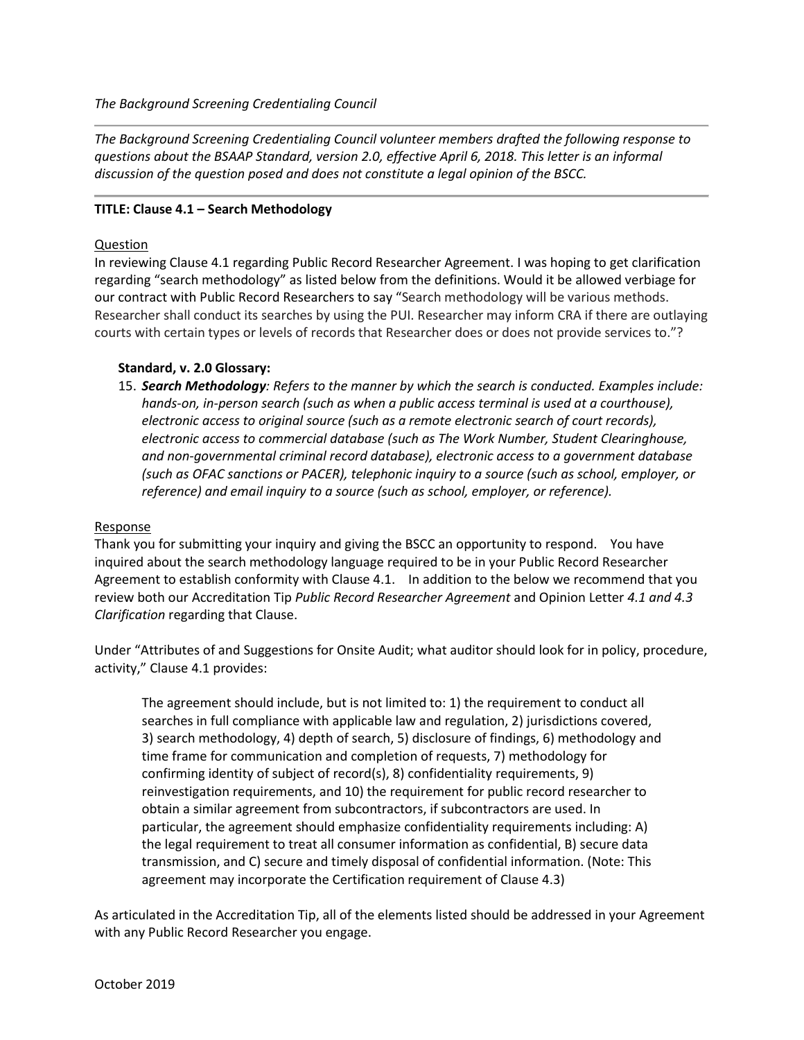*The Background Screening Credentialing Council*

---

*The Background Screening Credentialing Council volunteer members drafted the following response to questions about the BSAAP Standard, version 2.0, effective April 6, 2018. This letter is an informal discussion of the question posed and does not constitute a legal opinion of the BSCC.*

---

**TITLE: Clause 4.1 – Search Methodology**

Question

In reviewing Clause 4.1 regarding Public Record Researcher Agreement. I was hoping to get clarification regarding "search methodology" as listed below from the definitions. Would it be allowed verbiage for our contract with Public Record Researchers to say "Search methodology will be various methods. Researcher shall conduct its searches by using the PUI. Researcher may inform CRA if there are outlaying courts with certain types or levels of records that Researcher does or does not provide services to."?

**Standard, v. 2.0 Glossary:**

15. ***Search Methodology****: Refers to the manner by which the search is conducted. Examples include: hands-on, in-person search (such as when a public access terminal is used at a courthouse), electronic access to original source (such as a remote electronic search of court records), electronic access to commercial database (such as The Work Number, Student Clearinghouse, and non-governmental criminal record database), electronic access to a government database (such as OFAC sanctions or PACER), telephonic inquiry to a source (such as school, employer, or reference) and email inquiry to a source (such as school, employer, or reference).*

Response

Thank you for submitting your inquiry and giving the BSCC an opportunity to respond. You have inquired about the search methodology language required to be in your Public Record Researcher Agreement to establish conformity with Clause 4.1. In addition to the below we recommend that you review both our Accreditation Tip *Public Record Researcher Agreement* and Opinion Letter *4.1 and 4.3 Clarification* regarding that Clause.

Under "Attributes of and Suggestions for Onsite Audit; what auditor should look for in policy, procedure, activity," Clause 4.1 provides:

> The agreement should include, but is not limited to: 1) the requirement to conduct all searches in full compliance with applicable law and regulation, 2) jurisdictions covered, 3) search methodology, 4) depth of search, 5) disclosure of findings, 6) methodology and time frame for communication and completion of requests, 7) methodology for confirming identity of subject of record(s), 8) confidentiality requirements, 9) reinvestigation requirements, and 10) the requirement for public record researcher to obtain a similar agreement from subcontractors, if subcontractors are used. In particular, the agreement should emphasize confidentiality requirements including: A) the legal requirement to treat all consumer information as confidential, B) secure data transmission, and C) secure and timely disposal of confidential information. (Note: This agreement may incorporate the Certification requirement of Clause 4.3)

As articulated in the Accreditation Tip, all of the elements listed should be addressed in your Agreement with any Public Record Researcher you engage.

October 2019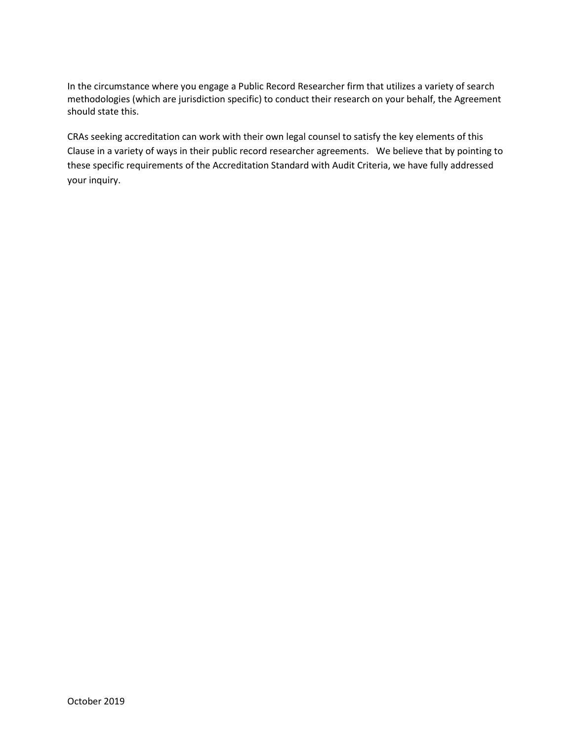In the circumstance where you engage a Public Record Researcher firm that utilizes a variety of search methodologies (which are jurisdiction specific) to conduct their research on your behalf, the Agreement should state this.

CRAs seeking accreditation can work with their own legal counsel to satisfy the key elements of this Clause in a variety of ways in their public record researcher agreements. We believe that by pointing to these specific requirements of the Accreditation Standard with Audit Criteria, we have fully addressed your inquiry.

October 2019